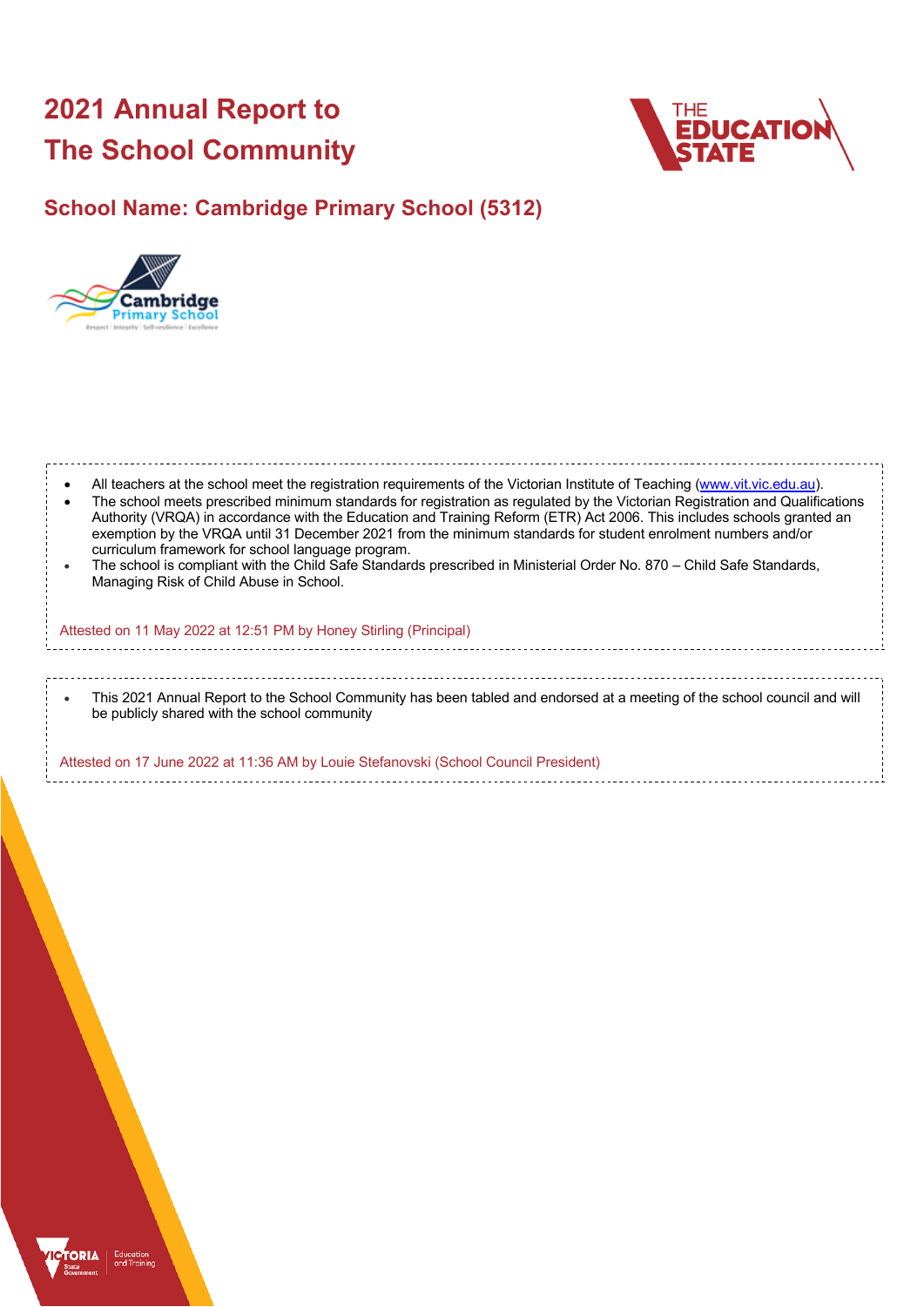# 2021 Annual Report to The School Community

## School Name: Cambridge Primary School (5312)

- All teachers at the school meet the registration requirements of the Victorian Institute of Teaching (www.vit.vic.edu.au).
- The school meets prescribed minimum standards for registration as regulated by the Victorian Registration and Qualifications Authority (VRQA) in accordance with the Education and Training Reform (ETR) Act 2006. This includes schools granted an exemption by the VRQA until 31 December 2021 from the minimum standards for student enrolment numbers and/or curriculum framework for school language program.
- The school is compliant with the Child Safe Standards prescribed in Ministerial Order No. 870 – Child Safe Standards, Managing Risk of Child Abuse in School.

Attested on 11 May 2022 at 12:51 PM by Honey Stirling (Principal)

- This 2021 Annual Report to the School Community has been tabled and endorsed at a meeting of the school council and will be publicly shared with the school community

Attested on 17 June 2022 at 11:36 AM by Louie Stefanovski (School Council President)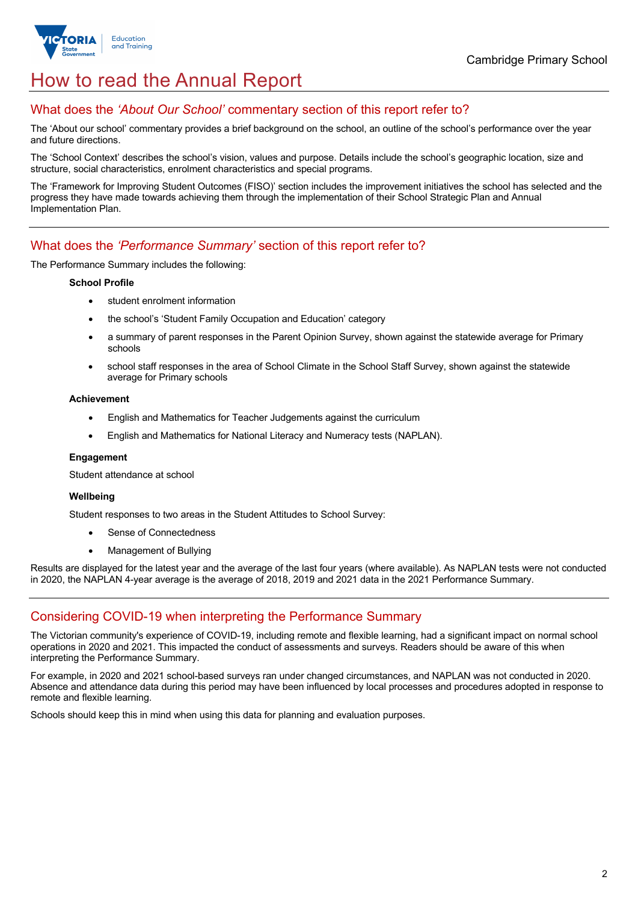# How to read the Annual Report

## What does the *'About Our School'* commentary section of this report refer to?

The 'About our school' commentary provides a brief background on the school, an outline of the school's performance over the year and future directions.

The 'School Context' describes the school's vision, values and purpose. Details include the school's geographic location, size and structure, social characteristics, enrolment characteristics and special programs.

The 'Framework for Improving Student Outcomes (FISO)' section includes the improvement initiatives the school has selected and the progress they have made towards achieving them through the implementation of their School Strategic Plan and Annual Implementation Plan.

## What does the *'Performance Summary'* section of this report refer to?

The Performance Summary includes the following:

**School Profile**

- student enrolment information
- the school's 'Student Family Occupation and Education' category
- a summary of parent responses in the Parent Opinion Survey, shown against the statewide average for Primary schools
- school staff responses in the area of School Climate in the School Staff Survey, shown against the statewide average for Primary schools

**Achievement**

- English and Mathematics for Teacher Judgements against the curriculum
- English and Mathematics for National Literacy and Numeracy tests (NAPLAN).

**Engagement**

Student attendance at school

**Wellbeing**

Student responses to two areas in the Student Attitudes to School Survey:

- Sense of Connectedness
- Management of Bullying

Results are displayed for the latest year and the average of the last four years (where available). As NAPLAN tests were not conducted in 2020, the NAPLAN 4-year average is the average of 2018, 2019 and 2021 data in the 2021 Performance Summary.

## Considering COVID-19 when interpreting the Performance Summary

The Victorian community's experience of COVID-19, including remote and flexible learning, had a significant impact on normal school operations in 2020 and 2021. This impacted the conduct of assessments and surveys. Readers should be aware of this when interpreting the Performance Summary.

For example, in 2020 and 2021 school-based surveys ran under changed circumstances, and NAPLAN was not conducted in 2020. Absence and attendance data during this period may have been influenced by local processes and procedures adopted in response to remote and flexible learning.

Schools should keep this in mind when using this data for planning and evaluation purposes.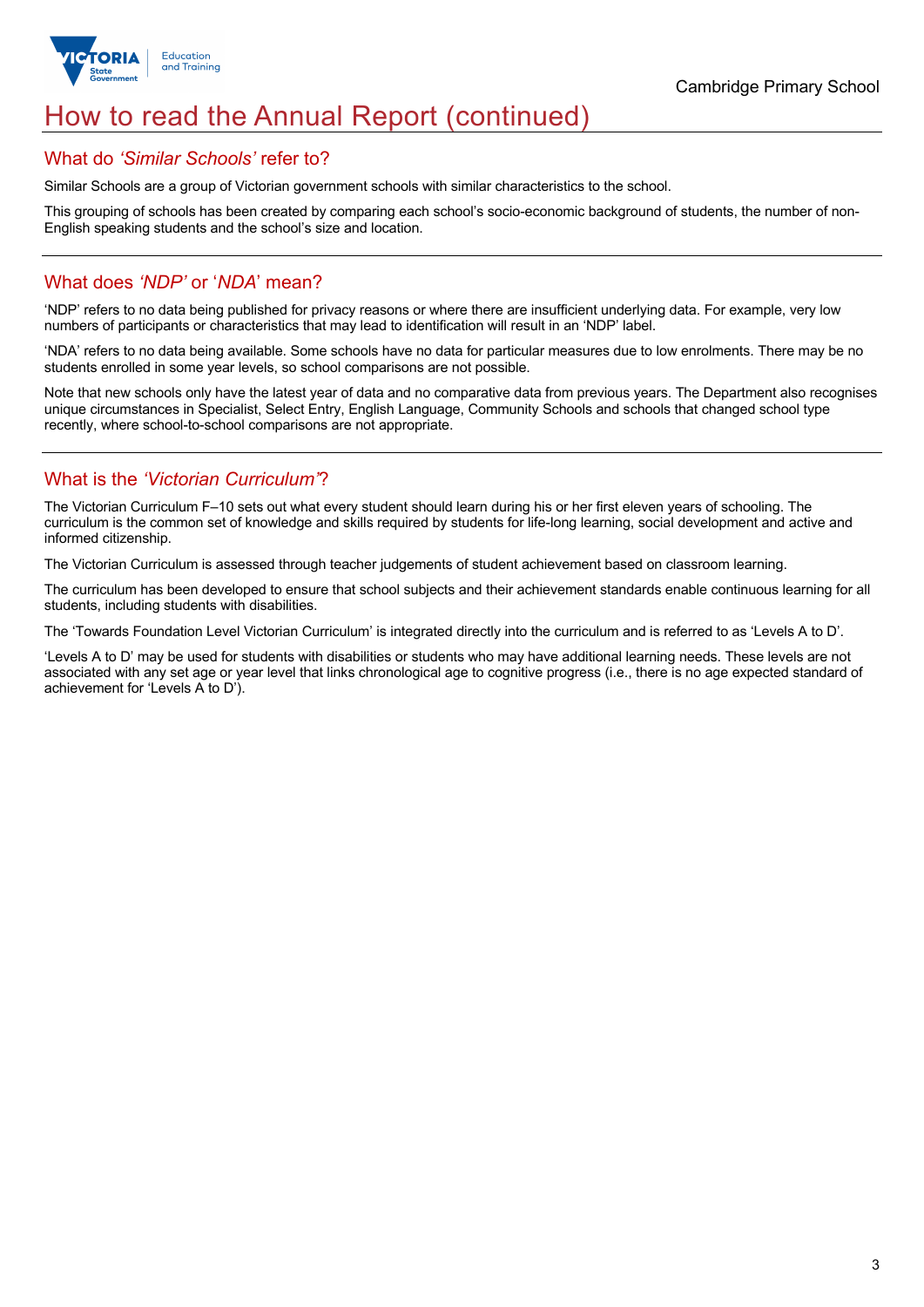# How to read the Annual Report (continued)

## What do *'Similar Schools'* refer to?

Similar Schools are a group of Victorian government schools with similar characteristics to the school.

This grouping of schools has been created by comparing each school's socio-economic background of students, the number of non-English speaking students and the school's size and location.

## What does *'NDP'* or '*NDA*' mean?

'NDP' refers to no data being published for privacy reasons or where there are insufficient underlying data. For example, very low numbers of participants or characteristics that may lead to identification will result in an 'NDP' label.

'NDA' refers to no data being available. Some schools have no data for particular measures due to low enrolments. There may be no students enrolled in some year levels, so school comparisons are not possible.

Note that new schools only have the latest year of data and no comparative data from previous years. The Department also recognises unique circumstances in Specialist, Select Entry, English Language, Community Schools and schools that changed school type recently, where school-to-school comparisons are not appropriate.

## What is the *'Victorian Curriculum'*?

The Victorian Curriculum F–10 sets out what every student should learn during his or her first eleven years of schooling. The curriculum is the common set of knowledge and skills required by students for life-long learning, social development and active and informed citizenship.

The Victorian Curriculum is assessed through teacher judgements of student achievement based on classroom learning.

The curriculum has been developed to ensure that school subjects and their achievement standards enable continuous learning for all students, including students with disabilities.

The 'Towards Foundation Level Victorian Curriculum' is integrated directly into the curriculum and is referred to as 'Levels A to D'.

'Levels A to D' may be used for students with disabilities or students who may have additional learning needs. These levels are not associated with any set age or year level that links chronological age to cognitive progress (i.e., there is no age expected standard of achievement for 'Levels A to D').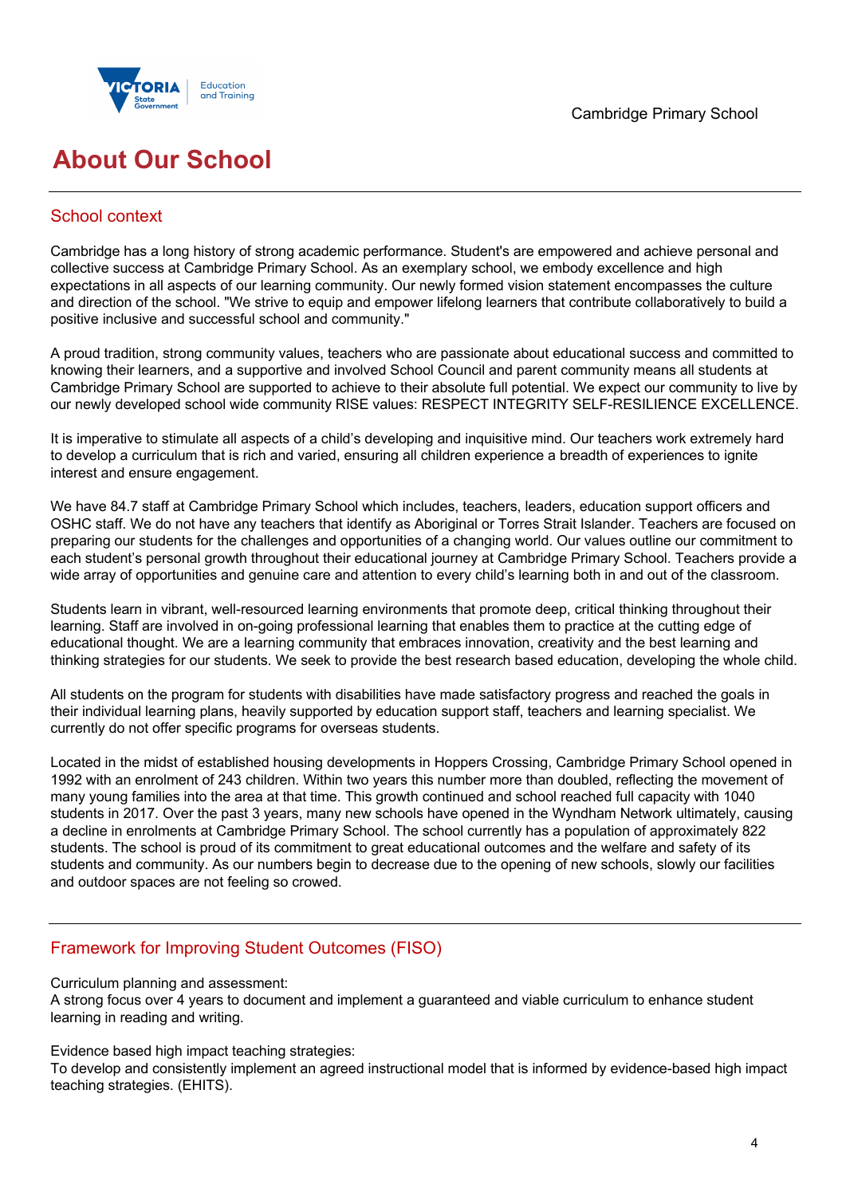# About Our School

## School context

Cambridge has a long history of strong academic performance. Student's are empowered and achieve personal and collective success at Cambridge Primary School. As an exemplary school, we embody excellence and high expectations in all aspects of our learning community. Our newly formed vision statement encompasses the culture and direction of the school. "We strive to equip and empower lifelong learners that contribute collaboratively to build a positive inclusive and successful school and community."

A proud tradition, strong community values, teachers who are passionate about educational success and committed to knowing their learners, and a supportive and involved School Council and parent community means all students at Cambridge Primary School are supported to achieve to their absolute full potential. We expect our community to live by our newly developed school wide community RISE values: RESPECT INTEGRITY SELF-RESILIENCE EXCELLENCE.

It is imperative to stimulate all aspects of a child's developing and inquisitive mind. Our teachers work extremely hard to develop a curriculum that is rich and varied, ensuring all children experience a breadth of experiences to ignite interest and ensure engagement.

We have 84.7 staff at Cambridge Primary School which includes, teachers, leaders, education support officers and OSHC staff. We do not have any teachers that identify as Aboriginal or Torres Strait Islander. Teachers are focused on preparing our students for the challenges and opportunities of a changing world. Our values outline our commitment to each student's personal growth throughout their educational journey at Cambridge Primary School. Teachers provide a wide array of opportunities and genuine care and attention to every child's learning both in and out of the classroom.

Students learn in vibrant, well-resourced learning environments that promote deep, critical thinking throughout their learning. Staff are involved in on-going professional learning that enables them to practice at the cutting edge of educational thought. We are a learning community that embraces innovation, creativity and the best learning and thinking strategies for our students. We seek to provide the best research based education, developing the whole child.

All students on the program for students with disabilities have made satisfactory progress and reached the goals in their individual learning plans, heavily supported by education support staff, teachers and learning specialist. We currently do not offer specific programs for overseas students.

Located in the midst of established housing developments in Hoppers Crossing, Cambridge Primary School opened in 1992 with an enrolment of 243 children. Within two years this number more than doubled, reflecting the movement of many young families into the area at that time. This growth continued and school reached full capacity with 1040 students in 2017. Over the past 3 years, many new schools have opened in the Wyndham Network ultimately, causing a decline in enrolments at Cambridge Primary School. The school currently has a population of approximately 822 students. The school is proud of its commitment to great educational outcomes and the welfare and safety of its students and community. As our numbers begin to decrease due to the opening of new schools, slowly our facilities and outdoor spaces are not feeling so crowed.

## Framework for Improving Student Outcomes (FISO)

Curriculum planning and assessment:
A strong focus over 4 years to document and implement a guaranteed and viable curriculum to enhance student learning in reading and writing.

Evidence based high impact teaching strategies:
To develop and consistently implement an agreed instructional model that is informed by evidence-based high impact teaching strategies. (EHITS).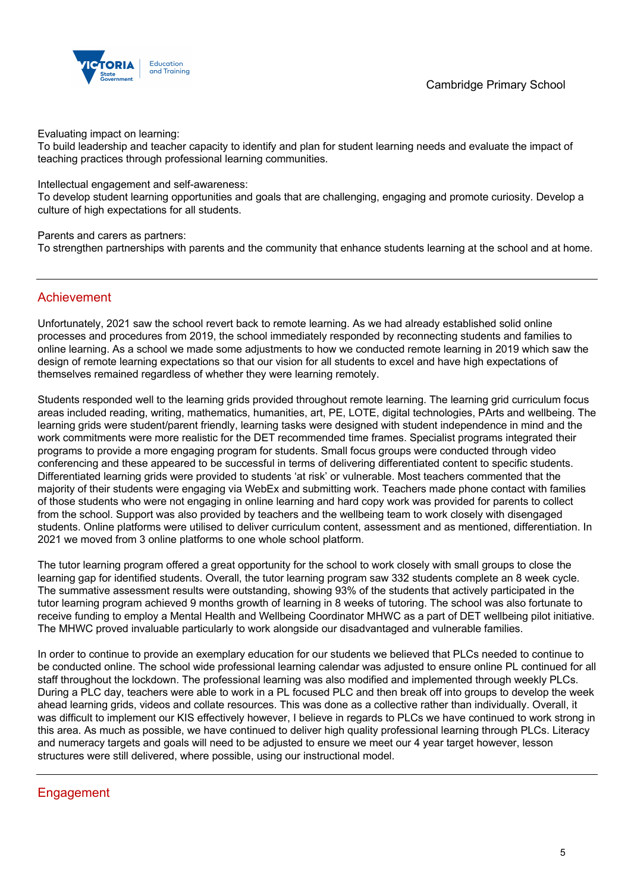Evaluating impact on learning:
To build leadership and teacher capacity to identify and plan for student learning needs and evaluate the impact of teaching practices through professional learning communities.

Intellectual engagement and self-awareness:
To develop student learning opportunities and goals that are challenging, engaging and promote curiosity. Develop a culture of high expectations for all students.

Parents and carers as partners:
To strengthen partnerships with parents and the community that enhance students learning at the school and at home.

## Achievement

Unfortunately, 2021 saw the school revert back to remote learning. As we had already established solid online processes and procedures from 2019, the school immediately responded by reconnecting students and families to online learning. As a school we made some adjustments to how we conducted remote learning in 2019 which saw the design of remote learning expectations so that our vision for all students to excel and have high expectations of themselves remained regardless of whether they were learning remotely.

Students responded well to the learning grids provided throughout remote learning. The learning grid curriculum focus areas included reading, writing, mathematics, humanities, art, PE, LOTE, digital technologies, PArts and wellbeing. The learning grids were student/parent friendly, learning tasks were designed with student independence in mind and the work commitments were more realistic for the DET recommended time frames. Specialist programs integrated their programs to provide a more engaging program for students. Small focus groups were conducted through video conferencing and these appeared to be successful in terms of delivering differentiated content to specific students. Differentiated learning grids were provided to students 'at risk' or vulnerable. Most teachers commented that the majority of their students were engaging via WebEx and submitting work. Teachers made phone contact with families of those students who were not engaging in online learning and hard copy work was provided for parents to collect from the school. Support was also provided by teachers and the wellbeing team to work closely with disengaged students. Online platforms were utilised to deliver curriculum content, assessment and as mentioned, differentiation. In 2021 we moved from 3 online platforms to one whole school platform.

The tutor learning program offered a great opportunity for the school to work closely with small groups to close the learning gap for identified students. Overall, the tutor learning program saw 332 students complete an 8 week cycle. The summative assessment results were outstanding, showing 93% of the students that actively participated in the tutor learning program achieved 9 months growth of learning in 8 weeks of tutoring. The school was also fortunate to receive funding to employ a Mental Health and Wellbeing Coordinator MHWC as a part of DET wellbeing pilot initiative. The MHWC proved invaluable particularly to work alongside our disadvantaged and vulnerable families.

In order to continue to provide an exemplary education for our students we believed that PLCs needed to continue to be conducted online. The school wide professional learning calendar was adjusted to ensure online PL continued for all staff throughout the lockdown. The professional learning was also modified and implemented through weekly PLCs. During a PLC day, teachers were able to work in a PL focused PLC and then break off into groups to develop the week ahead learning grids, videos and collate resources. This was done as a collective rather than individually. Overall, it was difficult to implement our KIS effectively however, I believe in regards to PLCs we have continued to work strong in this area. As much as possible, we have continued to deliver high quality professional learning through PLCs. Literacy and numeracy targets and goals will need to be adjusted to ensure we meet our 4 year target however, lesson structures were still delivered, where possible, using our instructional model.

## Engagement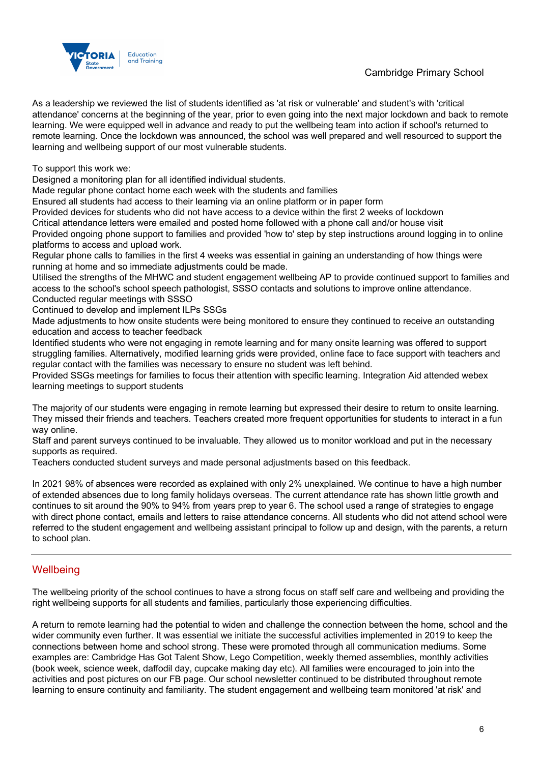As a leadership we reviewed the list of students identified as 'at risk or vulnerable' and student's with 'critical attendance' concerns at the beginning of the year, prior to even going into the next major lockdown and back to remote learning. We were equipped well in advance and ready to put the wellbeing team into action if school's returned to remote learning. Once the lockdown was announced, the school was well prepared and well resourced to support the learning and wellbeing support of our most vulnerable students.

To support this work we:
Designed a monitoring plan for all identified individual students.
Made regular phone contact home each week with the students and families
Ensured all students had access to their learning via an online platform or in paper form
Provided devices for students who did not have access to a device within the first 2 weeks of lockdown
Critical attendance letters were emailed and posted home followed with a phone call and/or house visit
Provided ongoing phone support to families and provided 'how to' step by step instructions around logging in to online platforms to access and upload work.
Regular phone calls to families in the first 4 weeks was essential in gaining an understanding of how things were running at home and so immediate adjustments could be made.
Utilised the strengths of the MHWC and student engagement wellbeing AP to provide continued support to families and access to the school's school speech pathologist, SSSO contacts and solutions to improve online attendance.
Conducted regular meetings with SSSO
Continued to develop and implement ILPs SSGs
Made adjustments to how onsite students were being monitored to ensure they continued to receive an outstanding education and access to teacher feedback
Identified students who were not engaging in remote learning and for many onsite learning was offered to support struggling families. Alternatively, modified learning grids were provided, online face to face support with teachers and regular contact with the families was necessary to ensure no student was left behind.
Provided SSGs meetings for families to focus their attention with specific learning. Integration Aid attended webex learning meetings to support students

The majority of our students were engaging in remote learning but expressed their desire to return to onsite learning. They missed their friends and teachers. Teachers created more frequent opportunities for students to interact in a fun way online.
Staff and parent surveys continued to be invaluable. They allowed us to monitor workload and put in the necessary supports as required.
Teachers conducted student surveys and made personal adjustments based on this feedback.

In 2021 98% of absences were recorded as explained with only 2% unexplained. We continue to have a high number of extended absences due to long family holidays overseas. The current attendance rate has shown little growth and continues to sit around the 90% to 94% from years prep to year 6. The school used a range of strategies to engage with direct phone contact, emails and letters to raise attendance concerns. All students who did not attend school were referred to the student engagement and wellbeing assistant principal to follow up and design, with the parents, a return to school plan.

## Wellbeing

The wellbeing priority of the school continues to have a strong focus on staff self care and wellbeing and providing the right wellbeing supports for all students and families, particularly those experiencing difficulties.

A return to remote learning had the potential to widen and challenge the connection between the home, school and the wider community even further. It was essential we initiate the successful activities implemented in 2019 to keep the connections between home and school strong. These were promoted through all communication mediums. Some examples are: Cambridge Has Got Talent Show, Lego Competition, weekly themed assemblies, monthly activities (book week, science week, daffodil day, cupcake making day etc). All families were encouraged to join into the activities and post pictures on our FB page. Our school newsletter continued to be distributed throughout remote learning to ensure continuity and familiarity. The student engagement and wellbeing team monitored 'at risk' and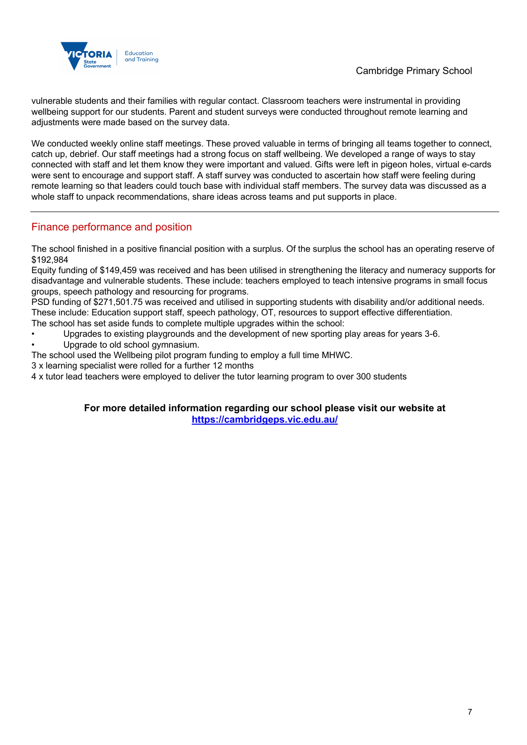vulnerable students and their families with regular contact. Classroom teachers were instrumental in providing wellbeing support for our students. Parent and student surveys were conducted throughout remote learning and adjustments were made based on the survey data.

We conducted weekly online staff meetings. These proved valuable in terms of bringing all teams together to connect, catch up, debrief. Our staff meetings had a strong focus on staff wellbeing. We developed a range of ways to stay connected with staff and let them know they were important and valued. Gifts were left in pigeon holes, virtual e-cards were sent to encourage and support staff. A staff survey was conducted to ascertain how staff were feeling during remote learning so that leaders could touch base with individual staff members. The survey data was discussed as a whole staff to unpack recommendations, share ideas across teams and put supports in place.

## Finance performance and position

The school finished in a positive financial position with a surplus. Of the surplus the school has an operating reserve of $192,984

Equity funding of $149,459 was received and has been utilised in strengthening the literacy and numeracy supports for disadvantage and vulnerable students. These include: teachers employed to teach intensive programs in small focus groups, speech pathology and resourcing for programs.

PSD funding of $271,501.75 was received and utilised in supporting students with disability and/or additional needs. These include: Education support staff, speech pathology, OT, resources to support effective differentiation.

The school has set aside funds to complete multiple upgrades within the school:

- Upgrades to existing playgrounds and the development of new sporting play areas for years 3-6.
- Upgrade to old school gymnasium.

The school used the Wellbeing pilot program funding to employ a full time MHWC.

3 x learning specialist were rolled for a further 12 months

4 x tutor lead teachers were employed to deliver the tutor learning program to over 300 students

**For more detailed information regarding our school please visit our website at [https://cambridgeps.vic.edu.au/](https://cambridgeps.vic.edu.au/)**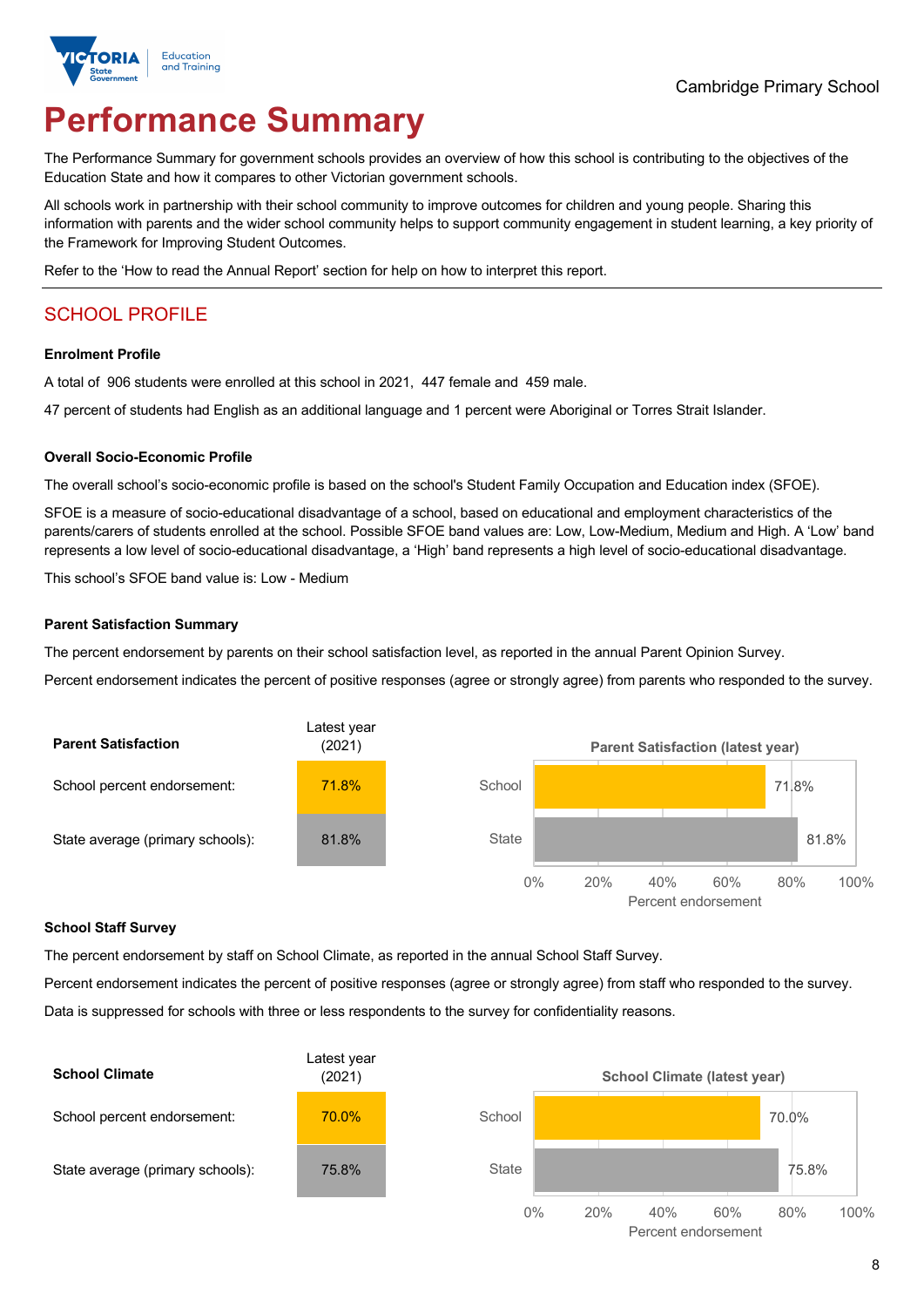Cambridge Primary School

# Performance Summary

The Performance Summary for government schools provides an overview of how this school is contributing to the objectives of the Education State and how it compares to other Victorian government schools.

All schools work in partnership with their school community to improve outcomes for children and young people. Sharing this information with parents and the wider school community helps to support community engagement in student learning, a key priority of the Framework for Improving Student Outcomes.

Refer to the 'How to read the Annual Report' section for help on how to interpret this report.

## SCHOOL PROFILE

### Enrolment Profile

A total of 906 students were enrolled at this school in 2021, 447 female and 459 male.

47 percent of students had English as an additional language and 1 percent were Aboriginal or Torres Strait Islander.

### Overall Socio-Economic Profile

The overall school's socio-economic profile is based on the school's Student Family Occupation and Education index (SFOE).

SFOE is a measure of socio-educational disadvantage of a school, based on educational and employment characteristics of the parents/carers of students enrolled at the school. Possible SFOE band values are: Low, Low-Medium, Medium and High. A 'Low' band represents a low level of socio-educational disadvantage, a 'High' band represents a high level of socio-educational disadvantage.

This school's SFOE band value is: Low - Medium

### Parent Satisfaction Summary

The percent endorsement by parents on their school satisfaction level, as reported in the annual Parent Opinion Survey.

Percent endorsement indicates the percent of positive responses (agree or strongly agree) from parents who responded to the survey.

| Parent Satisfaction | Latest year (2021) |
| --- | --- |
| School percent endorsement: | 71.8% |
| State average (primary schools): | 81.8% |

Parent Satisfaction (latest year)

| | Percent endorsement |
| --- | --- |
| School | 71.8% |
| State | 81.8% |

### School Staff Survey

The percent endorsement by staff on School Climate, as reported in the annual School Staff Survey.

Percent endorsement indicates the percent of positive responses (agree or strongly agree) from staff who responded to the survey.

Data is suppressed for schools with three or less respondents to the survey for confidentiality reasons.

| School Climate | Latest year (2021) |
| --- | --- |
| School percent endorsement: | 70.0% |
| State average (primary schools): | 75.8% |

School Climate (latest year)

| | Percent endorsement |
| --- | --- |
| School | 70.0% |
| State | 75.8% |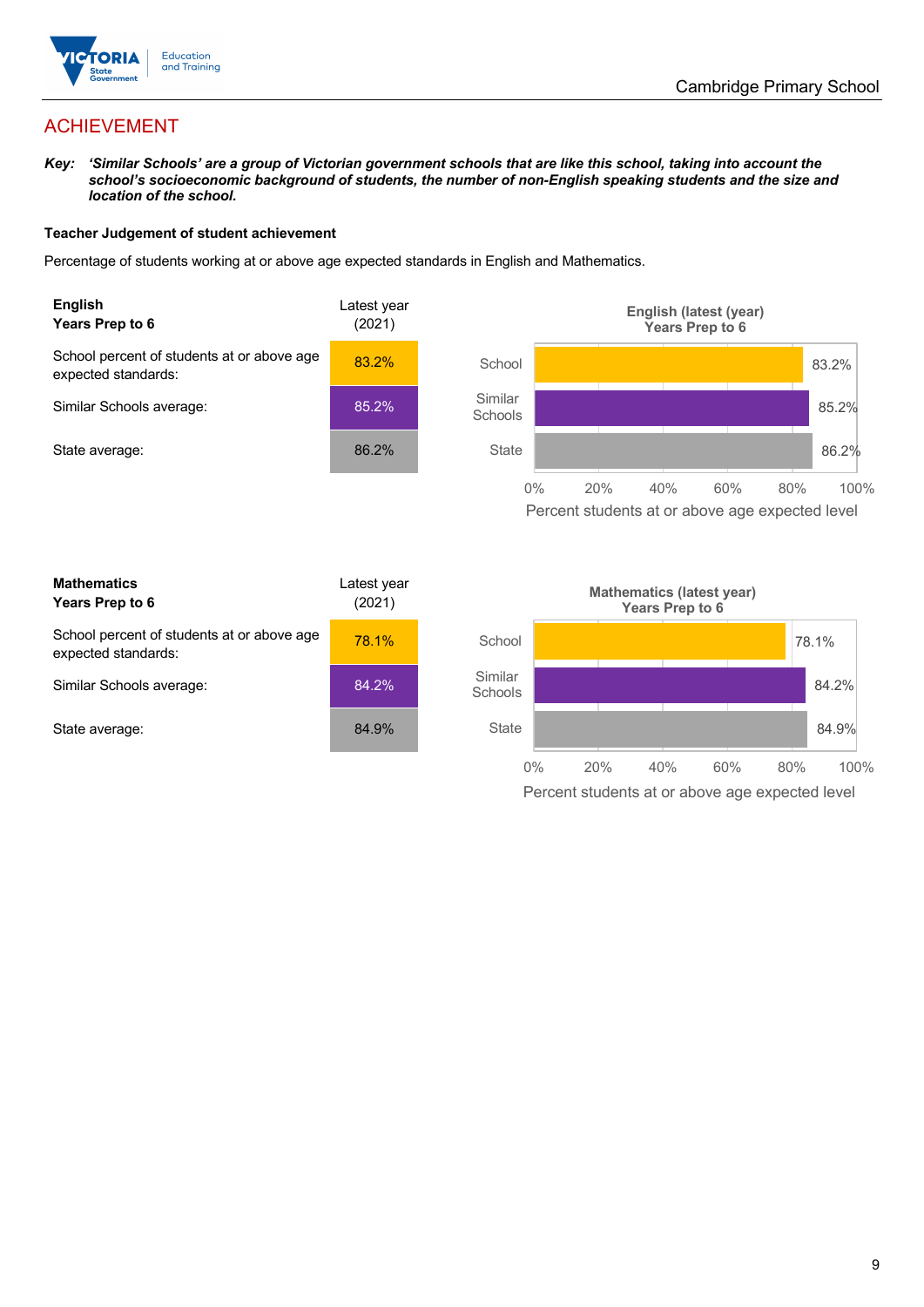## ACHIEVEMENT

***Key:*** ***'Similar Schools' are a group of Victorian government schools that are like this school, taking into account the school's socioeconomic background of students, the number of non-English speaking students and the size and location of the school.***

**Teacher Judgement of student achievement**

Percentage of students working at or above age expected standards in English and Mathematics.

| **English**<br>**Years Prep to 6** | Latest year (2021) |
|---|---|
| School percent of students at or above age expected standards: | 83.2% |
| Similar Schools average: | 85.2% |
| State average: | 86.2% |

**English (latest (year) Years Prep to 6**

| | Percent students at or above age expected level |
|---|---|
| School | 83.2% |
| Similar Schools | 85.2% |
| State | 86.2% |

| **Mathematics**<br>**Years Prep to 6** | Latest year (2021) |
|---|---|
| School percent of students at or above age expected standards: | 78.1% |
| Similar Schools average: | 84.2% |
| State average: | 84.9% |

**Mathematics (latest year) Years Prep to 6**

| | Percent students at or above age expected level |
|---|---|
| School | 78.1% |
| Similar Schools | 84.2% |
| State | 84.9% |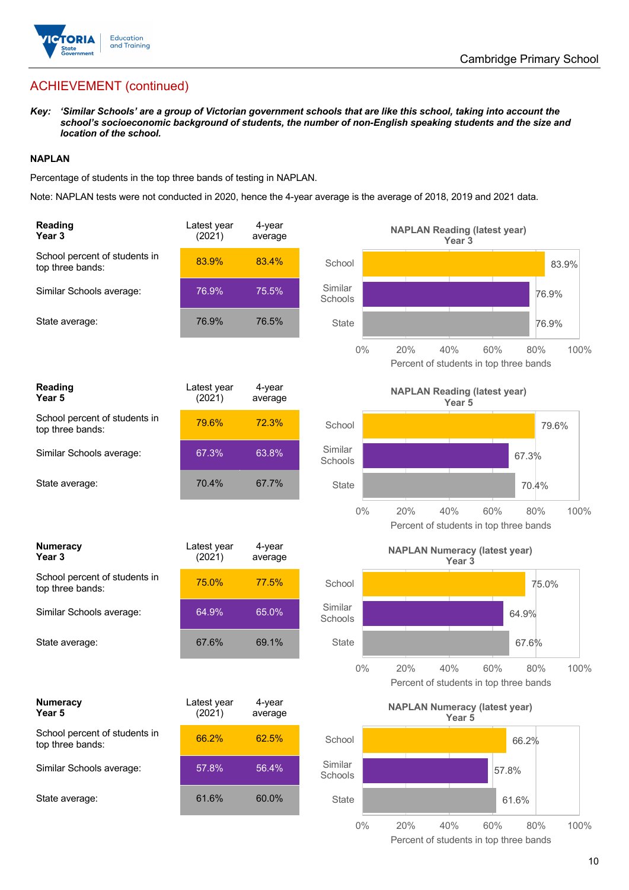## ACHIEVEMENT (continued)

***Key:*** ***'Similar Schools' are a group of Victorian government schools that are like this school, taking into account the school's socioeconomic background of students, the number of non-English speaking students and the size and location of the school.***

**NAPLAN**

Percentage of students in the top three bands of testing in NAPLAN.

Note: NAPLAN tests were not conducted in 2020, hence the 4-year average is the average of 2018, 2019 and 2021 data.

| **Reading Year 3** | Latest year (2021) | 4-year average |
|---|---|---|
| School percent of students in top three bands: | 83.9% | 83.4% |
| Similar Schools average: | 76.9% | 75.5% |
| State average: | 76.9% | 76.5% |

**NAPLAN Reading (latest year) Year 3**

| | Percent of students in top three bands |
|---|---|
| School | 83.9% |
| Similar Schools | 76.9% |
| State | 76.9% |

| **Reading Year 5** | Latest year (2021) | 4-year average |
|---|---|---|
| School percent of students in top three bands: | 79.6% | 72.3% |
| Similar Schools average: | 67.3% | 63.8% |
| State average: | 70.4% | 67.7% |

**NAPLAN Reading (latest year) Year 5**

| | Percent of students in top three bands |
|---|---|
| School | 79.6% |
| Similar Schools | 67.3% |
| State | 70.4% |

| **Numeracy Year 3** | Latest year (2021) | 4-year average |
|---|---|---|
| School percent of students in top three bands: | 75.0% | 77.5% |
| Similar Schools average: | 64.9% | 65.0% |
| State average: | 67.6% | 69.1% |

**NAPLAN Numeracy (latest year) Year 3**

| | Percent of students in top three bands |
|---|---|
| School | 75.0% |
| Similar Schools | 64.9% |
| State | 67.6% |

| **Numeracy Year 5** | Latest year (2021) | 4-year average |
|---|---|---|
| School percent of students in top three bands: | 66.2% | 62.5% |
| Similar Schools average: | 57.8% | 56.4% |
| State average: | 61.6% | 60.0% |

**NAPLAN Numeracy (latest year) Year 5**

| | Percent of students in top three bands |
|---|---|
| School | 66.2% |
| Similar Schools | 57.8% |
| State | 61.6% |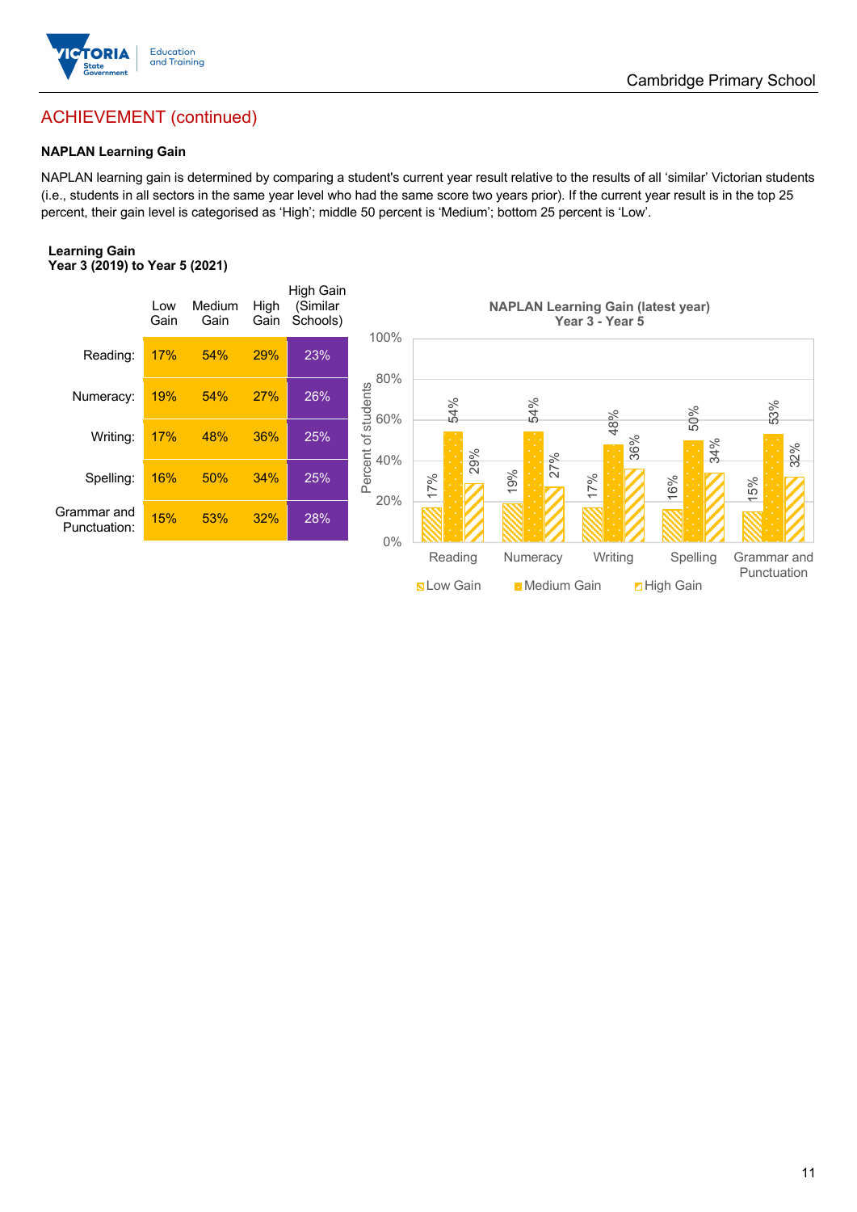## ACHIEVEMENT (continued)

**NAPLAN Learning Gain**

NAPLAN learning gain is determined by comparing a student's current year result relative to the results of all 'similar' Victorian students (i.e., students in all sectors in the same year level who had the same score two years prior). If the current year result is in the top 25 percent, their gain level is categorised as 'High'; middle 50 percent is 'Medium'; bottom 25 percent is 'Low'.

**Learning Gain**
**Year 3 (2019) to Year 5 (2021)**

| | Low Gain | Medium Gain | High Gain | High Gain (Similar Schools) |
|---|---|---|---|---|
| Reading: | 17% | 54% | 29% | 23% |
| Numeracy: | 19% | 54% | 27% | 26% |
| Writing: | 17% | 48% | 36% | 25% |
| Spelling: | 16% | 50% | 34% | 25% |
| Grammar and Punctuation: | 15% | 53% | 32% | 28% |

**NAPLAN Learning Gain (latest year)**
**Year 3 - Year 5**

| | Low Gain | Medium Gain | High Gain |
|---|---|---|---|
| Reading | 17% | 54% | 29% |
| Numeracy | 19% | 54% | 27% |
| Writing | 17% | 48% | 36% |
| Spelling | 16% | 50% | 34% |
| Grammar and Punctuation | 15% | 53% | 32% |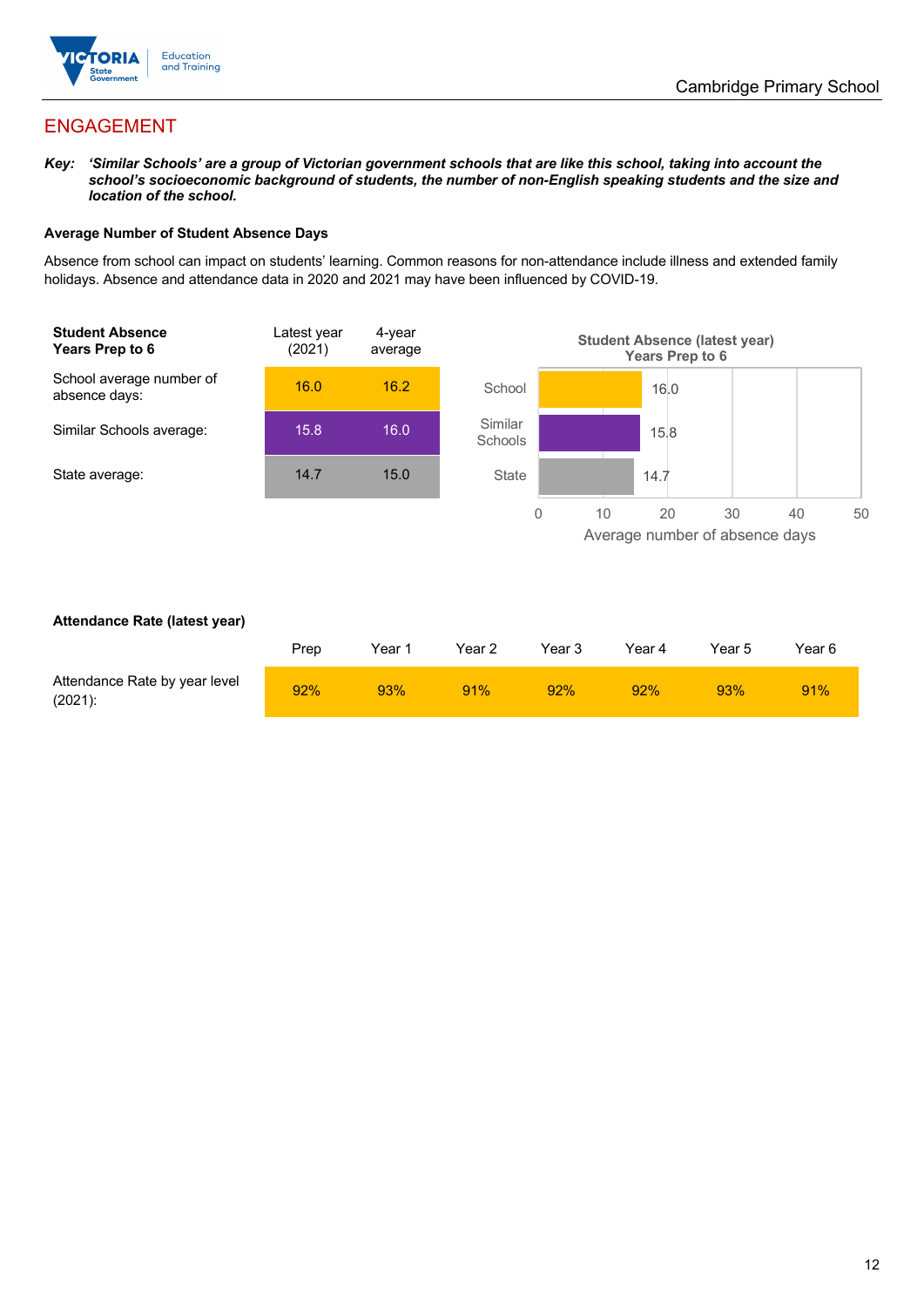## ENGAGEMENT

***Key:** 'Similar Schools' are a group of Victorian government schools that are like this school, taking into account the school's socioeconomic background of students, the number of non-English speaking students and the size and location of the school.*

**Average Number of Student Absence Days**

Absence from school can impact on students' learning. Common reasons for non-attendance include illness and extended family holidays. Absence and attendance data in 2020 and 2021 may have been influenced by COVID-19.

| **Student Absence Years Prep to 6** | Latest year (2021) | 4-year average |
|---|---|---|
| School average number of absence days: | 16.0 | 16.2 |
| Similar Schools average: | 15.8 | 16.0 |
| State average: | 14.7 | 15.0 |

**Student Absence (latest year) Years Prep to 6**

| | Average number of absence days |
|---|---|
| School | 16.0 |
| Similar Schools | 15.8 |
| State | 14.7 |

**Attendance Rate (latest year)**

| | Prep | Year 1 | Year 2 | Year 3 | Year 4 | Year 5 | Year 6 |
|---|---|---|---|---|---|---|---|
| Attendance Rate by year level (2021): | 92% | 93% | 91% | 92% | 92% | 93% | 91% |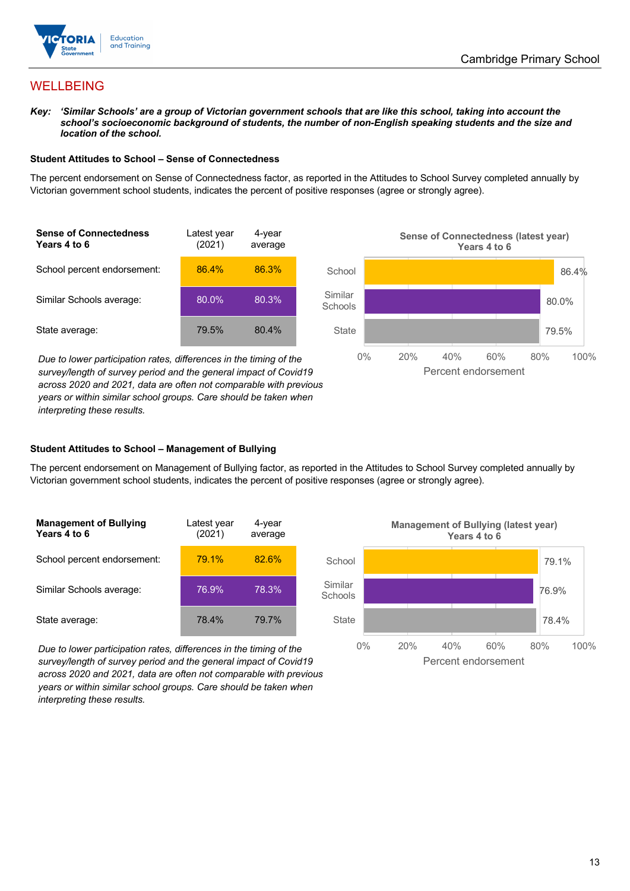Cambridge Primary School

## WELLBEING

***Key:*** ***'Similar Schools' are a group of Victorian government schools that are like this school, taking into account the school's socioeconomic background of students, the number of non-English speaking students and the size and location of the school.***

### Student Attitudes to School – Sense of Connectedness

The percent endorsement on Sense of Connectedness factor, as reported in the Attitudes to School Survey completed annually by Victorian government school students, indicates the percent of positive responses (agree or strongly agree).

| **Sense of Connectedness Years 4 to 6** | Latest year (2021) | 4-year average |
|---|---|---|
| School percent endorsement: | 86.4% | 86.3% |
| Similar Schools average: | 80.0% | 80.3% |
| State average: | 79.5% | 80.4% |

*Due to lower participation rates, differences in the timing of the survey/length of survey period and the general impact of Covid19 across 2020 and 2021, data are often not comparable with previous years or within similar school groups. Care should be taken when interpreting these results.*

**Sense of Connectedness (latest year) Years 4 to 6**

| | Percent endorsement |
|---|---|
| School | 86.4% |
| Similar Schools | 80.0% |
| State | 79.5% |

### Student Attitudes to School – Management of Bullying

The percent endorsement on Management of Bullying factor, as reported in the Attitudes to School Survey completed annually by Victorian government school students, indicates the percent of positive responses (agree or strongly agree).

| **Management of Bullying Years 4 to 6** | Latest year (2021) | 4-year average |
|---|---|---|
| School percent endorsement: | 79.1% | 82.6% |
| Similar Schools average: | 76.9% | 78.3% |
| State average: | 78.4% | 79.7% |

*Due to lower participation rates, differences in the timing of the survey/length of survey period and the general impact of Covid19 across 2020 and 2021, data are often not comparable with previous years or within similar school groups. Care should be taken when interpreting these results.*

**Management of Bullying (latest year) Years 4 to 6**

| | Percent endorsement |
|---|---|
| School | 79.1% |
| Similar Schools | 76.9% |
| State | 78.4% |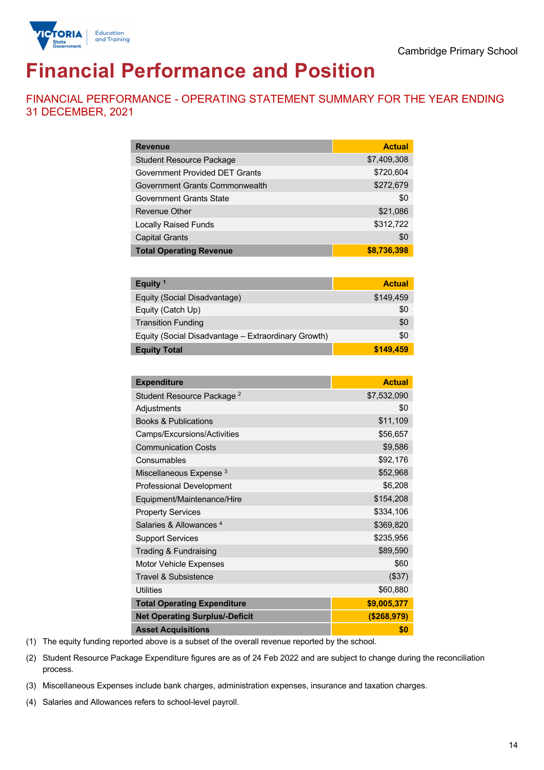Cambridge Primary School

# Financial Performance and Position

## FINANCIAL PERFORMANCE - OPERATING STATEMENT SUMMARY FOR THE YEAR ENDING 31 DECEMBER, 2021

| Revenue | Actual |
|---|---|
| Student Resource Package | $7,409,308 |
| Government Provided DET Grants | $720,604 |
| Government Grants Commonwealth | $272,679 |
| Government Grants State | $0 |
| Revenue Other | $21,086 |
| Locally Raised Funds | $312,722 |
| Capital Grants | $0 |
| **Total Operating Revenue** | **$8,736,398** |

| Equity [1] | Actual |
|---|---|
| Equity (Social Disadvantage) | $149,459 |
| Equity (Catch Up) | $0 |
| Transition Funding | $0 |
| Equity (Social Disadvantage – Extraordinary Growth) | $0 |
| **Equity Total** | **$149,459** |

| Expenditure | Actual |
|---|---|
| Student Resource Package [2] | $7,532,090 |
| Adjustments | $0 |
| Books & Publications | $11,109 |
| Camps/Excursions/Activities | $56,657 |
| Communication Costs | $9,586 |
| Consumables | $92,176 |
| Miscellaneous Expense [3] | $52,968 |
| Professional Development | $6,208 |
| Equipment/Maintenance/Hire | $154,208 |
| Property Services | $334,106 |
| Salaries & Allowances [4] | $369,820 |
| Support Services | $235,956 |
| Trading & Fundraising | $89,590 |
| Motor Vehicle Expenses | $60 |
| Travel & Subsistence | ($37) |
| Utilities | $60,880 |
| **Total Operating Expenditure** | **$9,005,377** |
| **Net Operating Surplus/-Deficit** | **($268,979)** |
| **Asset Acquisitions** | **$0** |

(1) The equity funding reported above is a subset of the overall revenue reported by the school.

(2) Student Resource Package Expenditure figures are as of 24 Feb 2022 and are subject to change during the reconciliation process.

(3) Miscellaneous Expenses include bank charges, administration expenses, insurance and taxation charges.

(4) Salaries and Allowances refers to school-level payroll.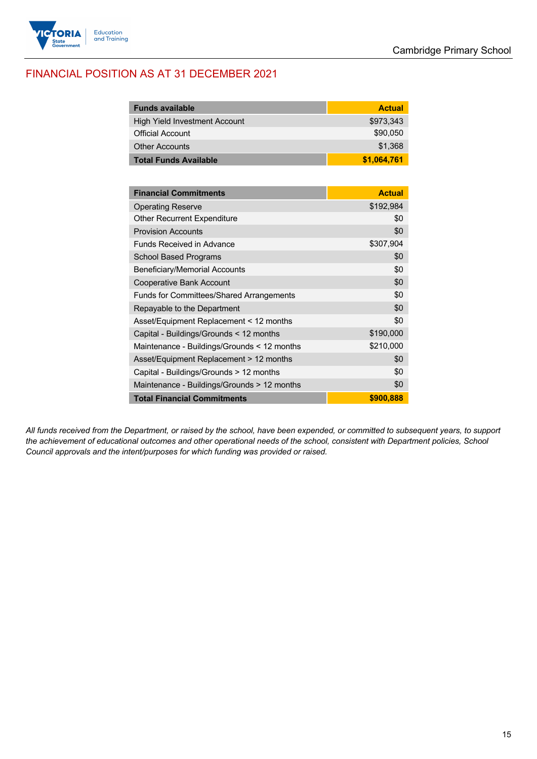## FINANCIAL POSITION AS AT 31 DECEMBER 2021

| Funds available | Actual |
| --- | --- |
| High Yield Investment Account | $973,343 |
| Official Account | $90,050 |
| Other Accounts | $1,368 |
| **Total Funds Available** | **$1,064,761** |

| Financial Commitments | Actual |
| --- | --- |
| Operating Reserve | $192,984 |
| Other Recurrent Expenditure | $0 |
| Provision Accounts | $0 |
| Funds Received in Advance | $307,904 |
| School Based Programs | $0 |
| Beneficiary/Memorial Accounts | $0 |
| Cooperative Bank Account | $0 |
| Funds for Committees/Shared Arrangements | $0 |
| Repayable to the Department | $0 |
| Asset/Equipment Replacement < 12 months | $0 |
| Capital - Buildings/Grounds < 12 months | $190,000 |
| Maintenance - Buildings/Grounds < 12 months | $210,000 |
| Asset/Equipment Replacement > 12 months | $0 |
| Capital - Buildings/Grounds > 12 months | $0 |
| Maintenance - Buildings/Grounds > 12 months | $0 |
| **Total Financial Commitments** | **$900,888** |

*All funds received from the Department, or raised by the school, have been expended, or committed to subsequent years, to support the achievement of educational outcomes and other operational needs of the school, consistent with Department policies, School Council approvals and the intent/purposes for which funding was provided or raised.*